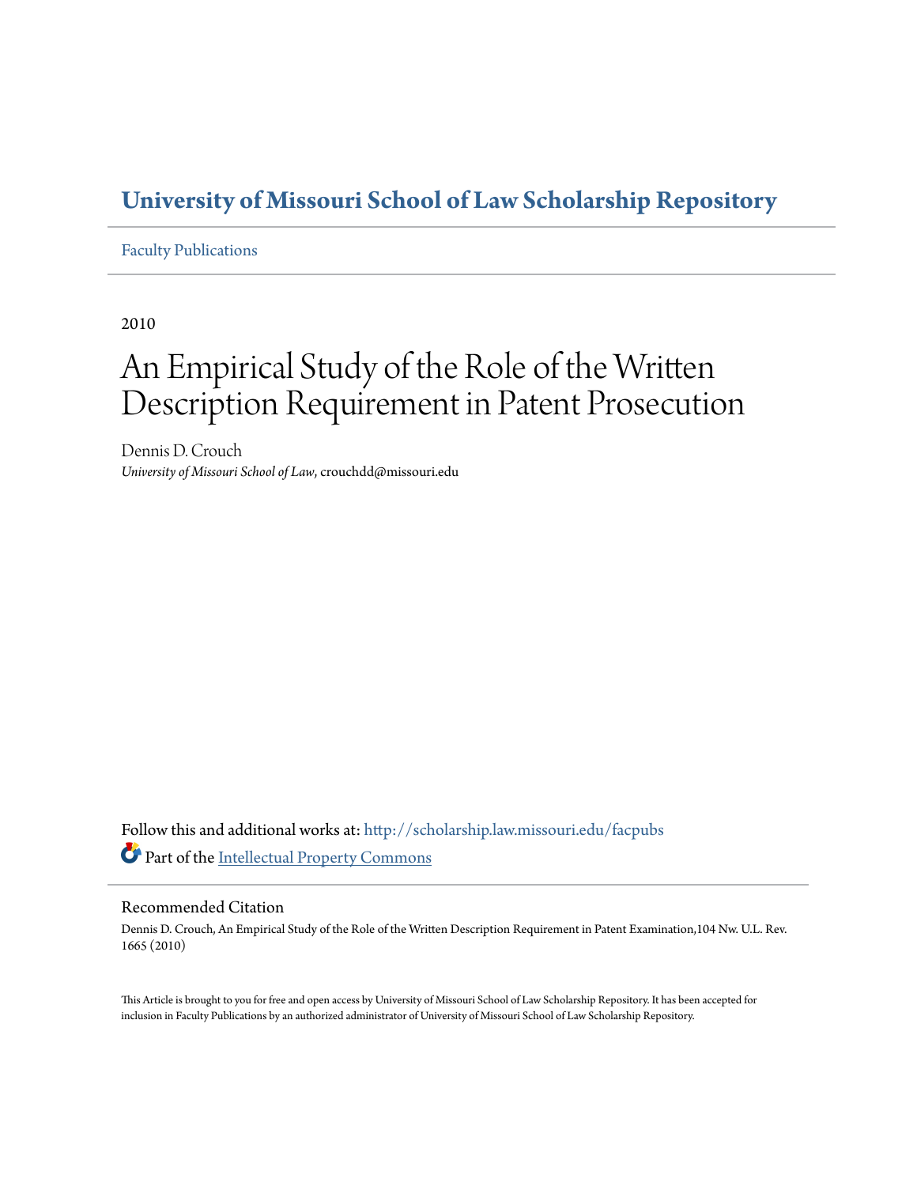# University of Missouri School of Law Scholarship Repository

Faculty Publications

2010

# An Empirical Study of the Role of the Written Description Requirement in Patent Prosecution

Dennis D. Crouch
*University of Missouri School of Law*, crouchdd@missouri.edu

Follow this and additional works at: http://scholarship.law.missouri.edu/facpubs
Part of the Intellectual Property Commons

## Recommended Citation

Dennis D. Crouch, An Empirical Study of the Role of the Written Description Requirement in Patent Examination,104 Nw. U.L. Rev. 1665 (2010)

This Article is brought to you for free and open access by University of Missouri School of Law Scholarship Repository. It has been accepted for inclusion in Faculty Publications by an authorized administrator of University of Missouri School of Law Scholarship Repository.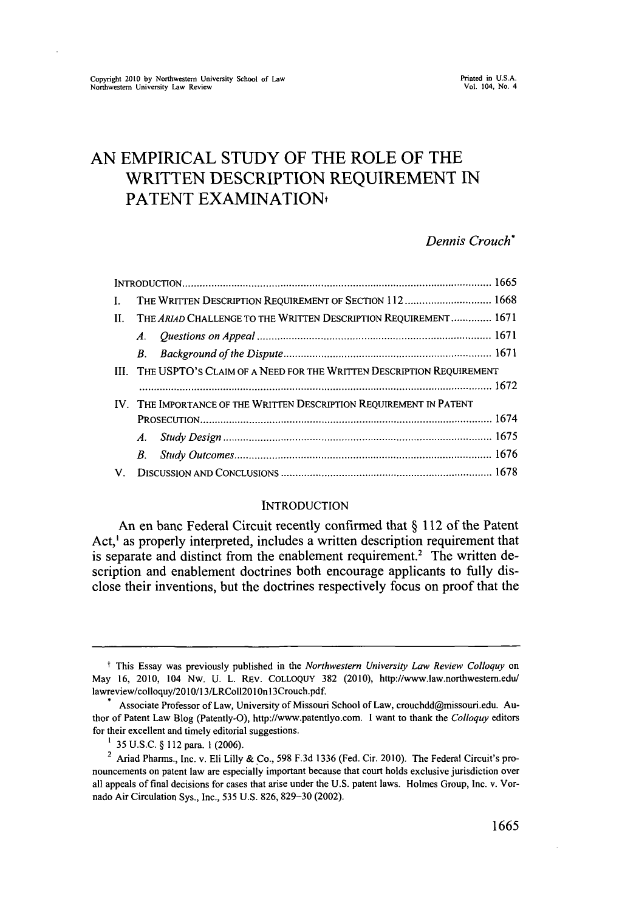# AN EMPIRICAL STUDY OF THE ROLE OF THE WRITTEN DESCRIPTION REQUIREMENT IN PATENT EXAMINATION†

*Dennis Crouch*\*

INTRODUCTION ........................................................................................................ 1665

I. THE WRITTEN DESCRIPTION REQUIREMENT OF SECTION 112 .............................. 1668

II. THE *ARIAD* CHALLENGE TO THE WRITTEN DESCRIPTION REQUIREMENT .............. 1671

  A. *Questions on Appeal* ................................................................................ 1671

  B. *Background of the Dispute* ....................................................................... 1671

III. THE USPTO'S CLAIM OF A NEED FOR THE WRITTEN DESCRIPTION REQUIREMENT ........................................................................................................ 1672

IV. THE IMPORTANCE OF THE WRITTEN DESCRIPTION REQUIREMENT IN PATENT PROSECUTION .................................................................................................. 1674

  A. *Study Design* ........................................................................................... 1675

  B. *Study Outcomes* ....................................................................................... 1676

V. DISCUSSION AND CONCLUSIONS ........................................................................ 1678

## INTRODUCTION

An en banc Federal Circuit recently confirmed that § 112 of the Patent Act,[1] as properly interpreted, includes a written description requirement that is separate and distinct from the enablement requirement.[2] The written description and enablement doctrines both encourage applicants to fully disclose their inventions, but the doctrines respectively focus on proof that the

---

† This Essay was previously published in the *Northwestern University Law Review Colloquy* on May 16, 2010, 104 NW. U. L. REV. COLLOQUY 382 (2010), http://www.law.northwestern.edu/lawreview/colloquy/2010/13/LRColl2010n13Crouch.pdf.

\* Associate Professor of Law, University of Missouri School of Law, crouchdd@missouri.edu. Author of Patent Law Blog (Patently-O), http://www.patentlyo.com. I want to thank the *Colloquy* editors for their excellent and timely editorial suggestions.

[1] 35 U.S.C. § 112 para. 1 (2006).

[2] Ariad Pharms., Inc. v. Eli Lilly & Co., 598 F.3d 1336 (Fed. Cir. 2010). The Federal Circuit's pronouncements on patent law are especially important because that court holds exclusive jurisdiction over all appeals of final decisions for cases that arise under the U.S. patent laws. Holmes Group, Inc. v. Vornado Air Circulation Sys., Inc., 535 U.S. 826, 829–30 (2002).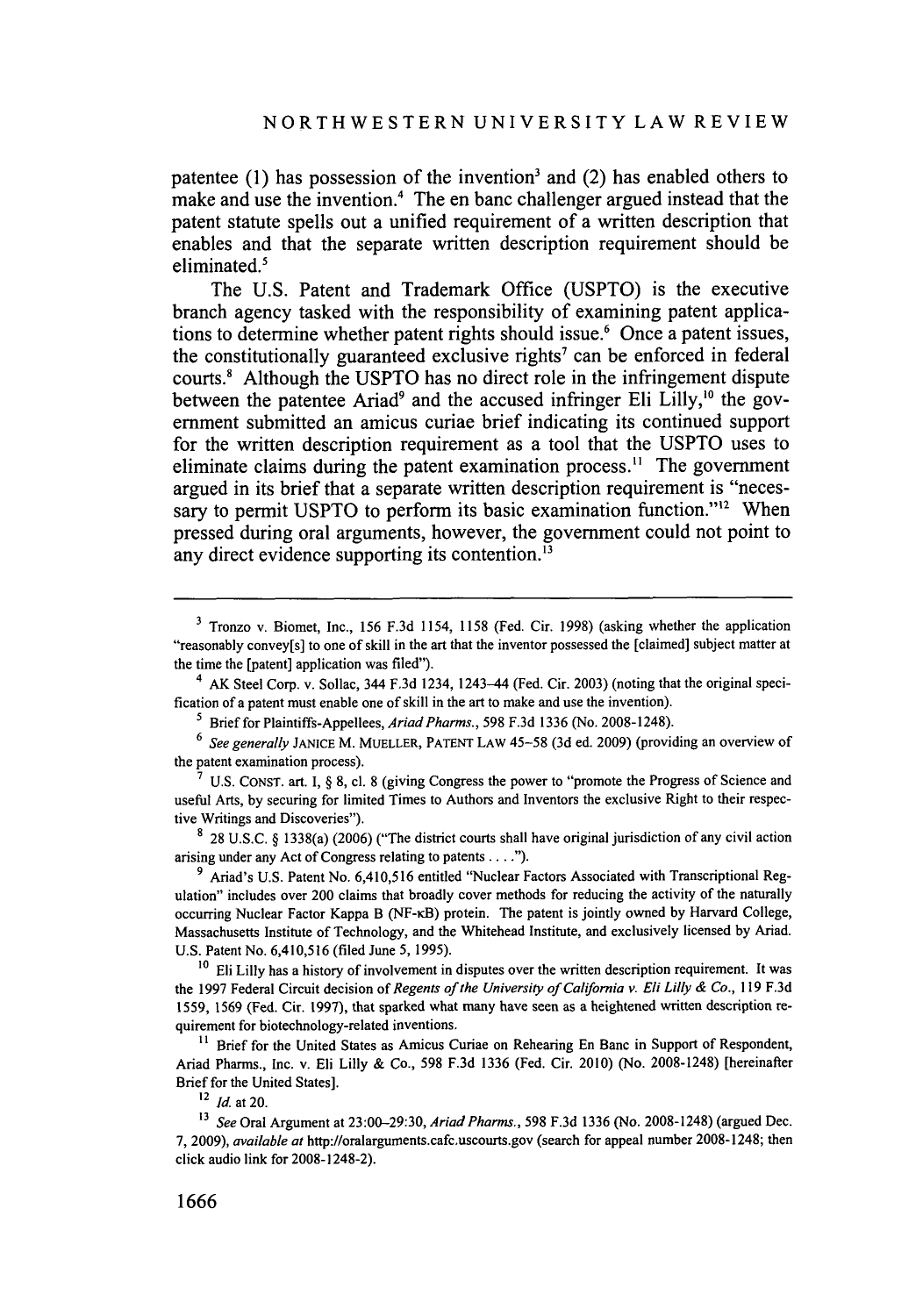patentee (1) has possession of the invention[3] and (2) has enabled others to make and use the invention.[4] The en banc challenger argued instead that the patent statute spells out a unified requirement of a written description that enables and that the separate written description requirement should be eliminated.[5]

The U.S. Patent and Trademark Office (USPTO) is the executive branch agency tasked with the responsibility of examining patent applications to determine whether patent rights should issue.[6] Once a patent issues, the constitutionally guaranteed exclusive rights[7] can be enforced in federal courts.[8] Although the USPTO has no direct role in the infringement dispute between the patentee Ariad[9] and the accused infringer Eli Lilly,[10] the government submitted an amicus curiae brief indicating its continued support for the written description requirement as a tool that the USPTO uses to eliminate claims during the patent examination process.[11] The government argued in its brief that a separate written description requirement is "necessary to permit USPTO to perform its basic examination function."[12] When pressed during oral arguments, however, the government could not point to any direct evidence supporting its contention.[13]

---

[3] Tronzo v. Biomet, Inc., 156 F.3d 1154, 1158 (Fed. Cir. 1998) (asking whether the application "reasonably convey[s] to one of skill in the art that the inventor possessed the [claimed] subject matter at the time the [patent] application was filed").

[4] AK Steel Corp. v. Sollac, 344 F.3d 1234, 1243–44 (Fed. Cir. 2003) (noting that the original specification of a patent must enable one of skill in the art to make and use the invention).

[5] Brief for Plaintiffs-Appellees, *Ariad Pharms.*, 598 F.3d 1336 (No. 2008-1248).

[6] *See generally* JANICE M. MUELLER, PATENT LAW 45–58 (3d ed. 2009) (providing an overview of the patent examination process).

[7] U.S. CONST. art. I, § 8, cl. 8 (giving Congress the power to "promote the Progress of Science and useful Arts, by securing for limited Times to Authors and Inventors the exclusive Right to their respective Writings and Discoveries").

[8] 28 U.S.C. § 1338(a) (2006) ("The district courts shall have original jurisdiction of any civil action arising under any Act of Congress relating to patents . . . .").

[9] Ariad's U.S. Patent No. 6,410,516 entitled "Nuclear Factors Associated with Transcriptional Regulation" includes over 200 claims that broadly cover methods for reducing the activity of the naturally occurring Nuclear Factor Kappa B (NF-κB) protein. The patent is jointly owned by Harvard College, Massachusetts Institute of Technology, and the Whitehead Institute, and exclusively licensed by Ariad. U.S. Patent No. 6,410,516 (filed June 5, 1995).

[10] Eli Lilly has a history of involvement in disputes over the written description requirement. It was the 1997 Federal Circuit decision of *Regents of the University of California v. Eli Lilly & Co.*, 119 F.3d 1559, 1569 (Fed. Cir. 1997), that sparked what many have seen as a heightened written description requirement for biotechnology-related inventions.

[11] Brief for the United States as Amicus Curiae on Rehearing En Banc in Support of Respondent, Ariad Pharms., Inc. v. Eli Lilly & Co., 598 F.3d 1336 (Fed. Cir. 2010) (No. 2008-1248) [hereinafter Brief for the United States].

[12] *Id.* at 20.

[13] *See* Oral Argument at 23:00–29:30, *Ariad Pharms.*, 598 F.3d 1336 (No. 2008-1248) (argued Dec. 7, 2009), *available at* http://oralarguments.cafc.uscourts.gov (search for appeal number 2008-1248; then click audio link for 2008-1248-2).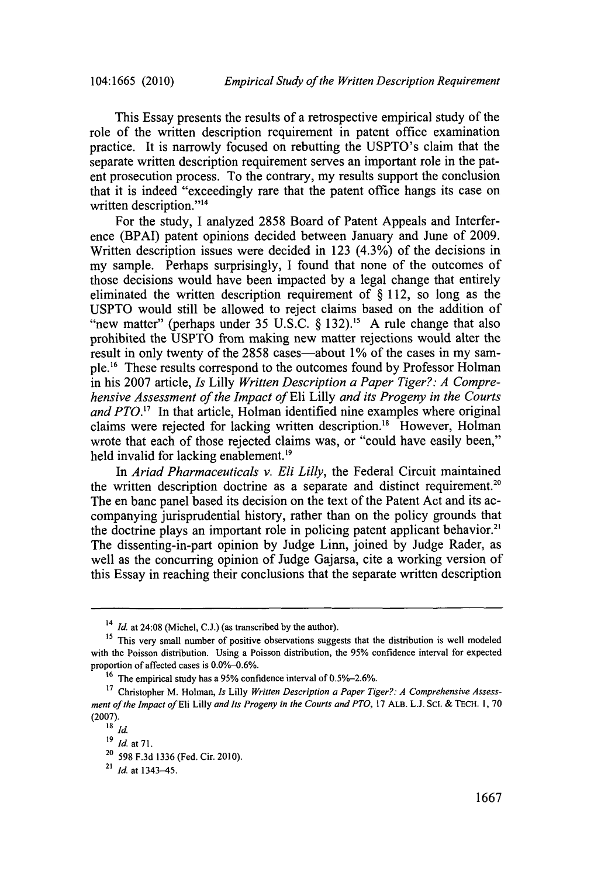This Essay presents the results of a retrospective empirical study of the role of the written description requirement in patent office examination practice. It is narrowly focused on rebutting the USPTO's claim that the separate written description requirement serves an important role in the patent prosecution process. To the contrary, my results support the conclusion that it is indeed "exceedingly rare that the patent office hangs its case on written description."[14]

For the study, I analyzed 2858 Board of Patent Appeals and Interference (BPAI) patent opinions decided between January and June of 2009. Written description issues were decided in 123 (4.3%) of the decisions in my sample. Perhaps surprisingly, I found that none of the outcomes of those decisions would have been impacted by a legal change that entirely eliminated the written description requirement of § 112, so long as the USPTO would still be allowed to reject claims based on the addition of "new matter" (perhaps under 35 U.S.C. § 132).[15] A rule change that also prohibited the USPTO from making new matter rejections would alter the result in only twenty of the 2858 cases—about 1% of the cases in my sample.[16] These results correspond to the outcomes found by Professor Holman in his 2007 article, *Is* Lilly *Written Description a Paper Tiger?: A Comprehensive Assessment of the Impact of* Eli Lilly *and its Progeny in the Courts and PTO*.[17] In that article, Holman identified nine examples where original claims were rejected for lacking written description.[18] However, Holman wrote that each of those rejected claims was, or "could have easily been," held invalid for lacking enablement.[19]

In *Ariad Pharmaceuticals v. Eli Lilly*, the Federal Circuit maintained the written description doctrine as a separate and distinct requirement.[20] The en banc panel based its decision on the text of the Patent Act and its accompanying jurisprudential history, rather than on the policy grounds that the doctrine plays an important role in policing patent applicant behavior.[21] The dissenting-in-part opinion by Judge Linn, joined by Judge Rader, as well as the concurring opinion of Judge Gajarsa, cite a working version of this Essay in reaching their conclusions that the separate written description

---

[14] *Id.* at 24:08 (Michel, C.J.) (as transcribed by the author).

[15] This very small number of positive observations suggests that the distribution is well modeled with the Poisson distribution. Using a Poisson distribution, the 95% confidence interval for expected proportion of affected cases is 0.0%–0.6%.

[16] The empirical study has a 95% confidence interval of 0.5%–2.6%.

[17] Christopher M. Holman, *Is* Lilly *Written Description a Paper Tiger?: A Comprehensive Assessment of the Impact of* Eli Lilly *and Its Progeny in the Courts and PTO*, 17 ALB. L.J. SCI. & TECH. 1, 70 (2007).

[18] *Id.*

[19] *Id.* at 71.

[20] 598 F.3d 1336 (Fed. Cir. 2010).

[21] *Id.* at 1343–45.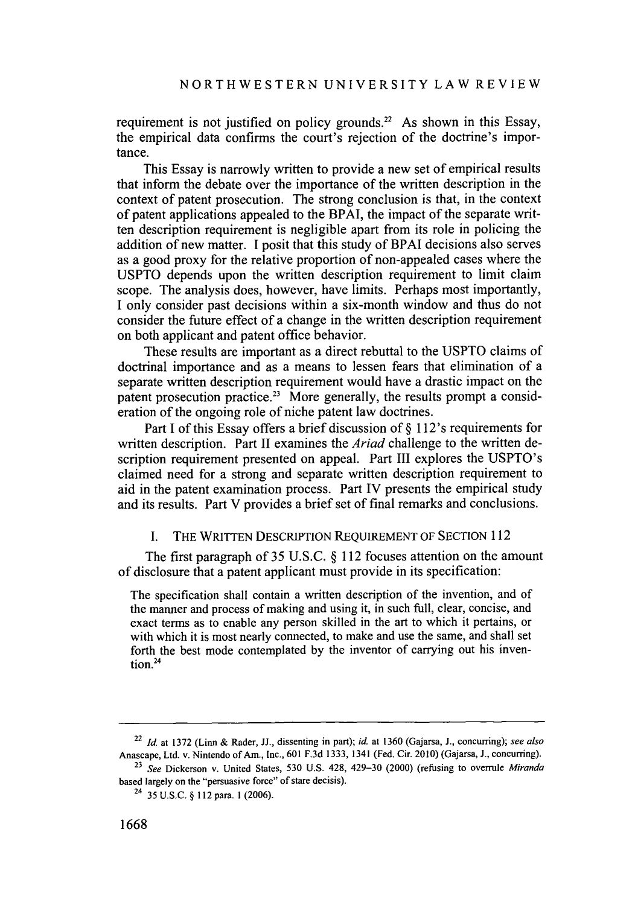requirement is not justified on policy grounds.[22] As shown in this Essay, the empirical data confirms the court's rejection of the doctrine's importance.

This Essay is narrowly written to provide a new set of empirical results that inform the debate over the importance of the written description in the context of patent prosecution. The strong conclusion is that, in the context of patent applications appealed to the BPAI, the impact of the separate written description requirement is negligible apart from its role in policing the addition of new matter. I posit that this study of BPAI decisions also serves as a good proxy for the relative proportion of non-appealed cases where the USPTO depends upon the written description requirement to limit claim scope. The analysis does, however, have limits. Perhaps most importantly, I only consider past decisions within a six-month window and thus do not consider the future effect of a change in the written description requirement on both applicant and patent office behavior.

These results are important as a direct rebuttal to the USPTO claims of doctrinal importance and as a means to lessen fears that elimination of a separate written description requirement would have a drastic impact on the patent prosecution practice.[23] More generally, the results prompt a consideration of the ongoing role of niche patent law doctrines.

Part I of this Essay offers a brief discussion of § 112's requirements for written description. Part II examines the *Ariad* challenge to the written description requirement presented on appeal. Part III explores the USPTO's claimed need for a strong and separate written description requirement to aid in the patent examination process. Part IV presents the empirical study and its results. Part V provides a brief set of final remarks and conclusions.

## I. THE WRITTEN DESCRIPTION REQUIREMENT OF SECTION 112

The first paragraph of 35 U.S.C. § 112 focuses attention on the amount of disclosure that a patent applicant must provide in its specification:

> The specification shall contain a written description of the invention, and of the manner and process of making and using it, in such full, clear, concise, and exact terms as to enable any person skilled in the art to which it pertains, or with which it is most nearly connected, to make and use the same, and shall set forth the best mode contemplated by the inventor of carrying out his invention.[24]

---

[22] *Id.* at 1372 (Linn & Rader, JJ., dissenting in part); *id.* at 1360 (Gajarsa, J., concurring); *see also* Anascape, Ltd. v. Nintendo of Am., Inc., 601 F.3d 1333, 1341 (Fed. Cir. 2010) (Gajarsa, J., concurring).

[23] *See* Dickerson v. United States, 530 U.S. 428, 429–30 (2000) (refusing to overrule *Miranda* based largely on the "persuasive force" of stare decisis).

[24] 35 U.S.C. § 112 para. 1 (2006).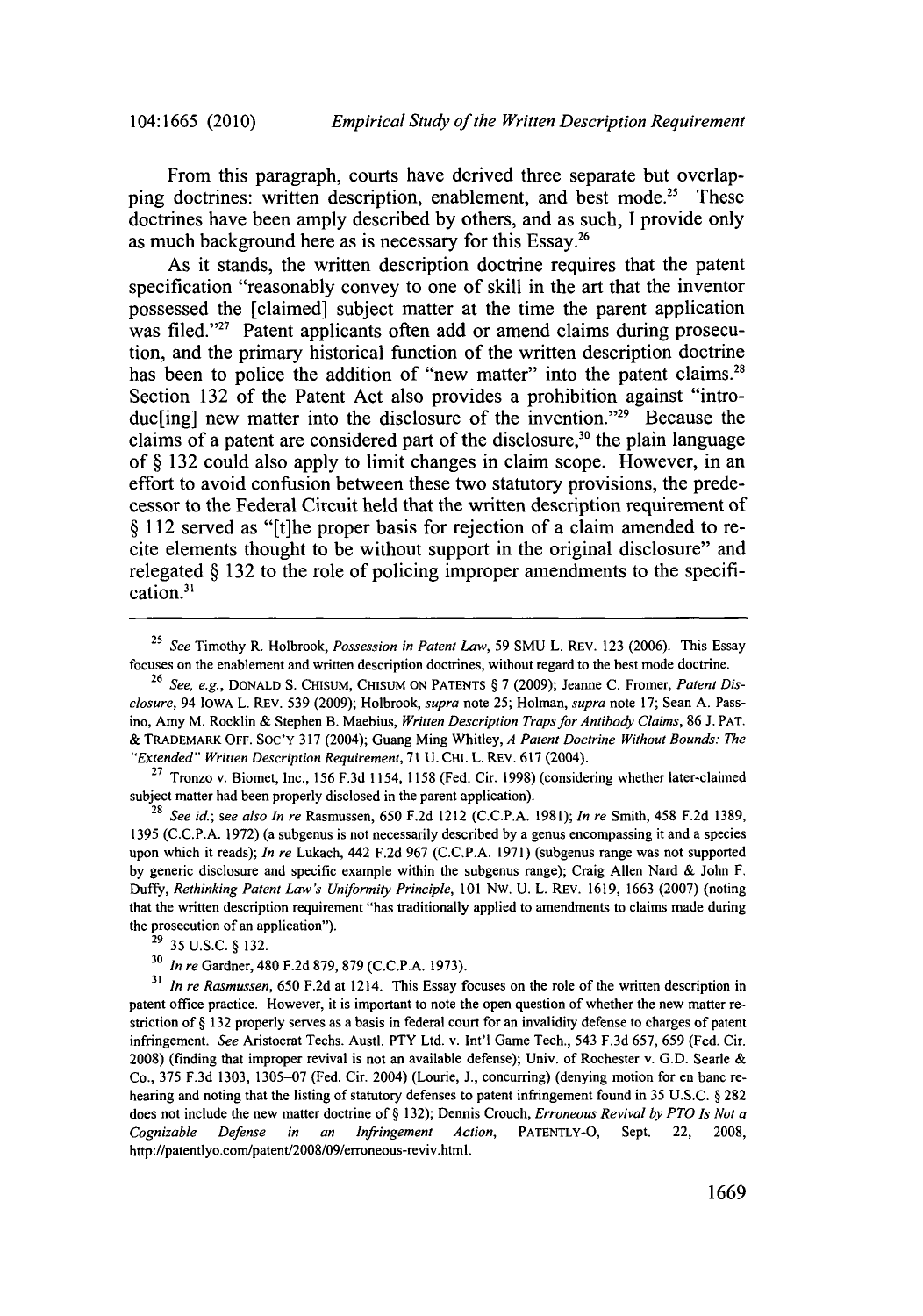From this paragraph, courts have derived three separate but overlapping doctrines: written description, enablement, and best mode.[25] These doctrines have been amply described by others, and as such, I provide only as much background here as is necessary for this Essay.[26]

As it stands, the written description doctrine requires that the patent specification "reasonably convey to one of skill in the art that the inventor possessed the [claimed] subject matter at the time the parent application was filed."[27] Patent applicants often add or amend claims during prosecution, and the primary historical function of the written description doctrine has been to police the addition of "new matter" into the patent claims.[28] Section 132 of the Patent Act also provides a prohibition against "introduc[ing] new matter into the disclosure of the invention."[29] Because the claims of a patent are considered part of the disclosure,[30] the plain language of § 132 could also apply to limit changes in claim scope. However, in an effort to avoid confusion between these two statutory provisions, the predecessor to the Federal Circuit held that the written description requirement of § 112 served as "[t]he proper basis for rejection of a claim amended to recite elements thought to be without support in the original disclosure" and relegated § 132 to the role of policing improper amendments to the specification.[31]

---

[25] *See* Timothy R. Holbrook, *Possession in Patent Law*, 59 SMU L. REV. 123 (2006). This Essay focuses on the enablement and written description doctrines, without regard to the best mode doctrine.

[26] *See, e.g.*, DONALD S. CHISUM, CHISUM ON PATENTS § 7 (2009); Jeanne C. Fromer, *Patent Disclosure*, 94 IOWA L. REV. 539 (2009); Holbrook, *supra* note 25; Holman, *supra* note 17; Sean A. Passino, Amy M. Rocklin & Stephen B. Maebius, *Written Description Traps for Antibody Claims*, 86 J. PAT. & TRADEMARK OFF. SOC'Y 317 (2004); Guang Ming Whitley, *A Patent Doctrine Without Bounds: The "Extended" Written Description Requirement*, 71 U. CHI. L. REV. 617 (2004).

[27] Tronzo v. Biomet, Inc., 156 F.3d 1154, 1158 (Fed. Cir. 1998) (considering whether later-claimed subject matter had been properly disclosed in the parent application).

[28] *See id.*; *see also In re* Rasmussen, 650 F.2d 1212 (C.C.P.A. 1981); *In re* Smith, 458 F.2d 1389, 1395 (C.C.P.A. 1972) (a subgenus is not necessarily described by a genus encompassing it and a species upon which it reads); *In re* Lukach, 442 F.2d 967 (C.C.P.A. 1971) (subgenus range was not supported by generic disclosure and specific example within the subgenus range); Craig Allen Nard & John F. Duffy, *Rethinking Patent Law's Uniformity Principle*, 101 NW. U. L. REV. 1619, 1663 (2007) (noting that the written description requirement "has traditionally applied to amendments to claims made during the prosecution of an application").

[29] 35 U.S.C. § 132.

[30] *In re* Gardner, 480 F.2d 879, 879 (C.C.P.A. 1973).

[31] *In re Rasmussen*, 650 F.2d at 1214. This Essay focuses on the role of the written description in patent office practice. However, it is important to note the open question of whether the new matter restriction of § 132 properly serves as a basis in federal court for an invalidity defense to charges of patent infringement. *See* Aristocrat Techs. Austl. PTY Ltd. v. Int'l Game Tech., 543 F.3d 657, 659 (Fed. Cir. 2008) (finding that improper revival is not an available defense); Univ. of Rochester v. G.D. Searle & Co., 375 F.3d 1303, 1305–07 (Fed. Cir. 2004) (Lourie, J., concurring) (denying motion for en banc rehearing and noting that the listing of statutory defenses to patent infringement found in 35 U.S.C. § 282 does not include the new matter doctrine of § 132); Dennis Crouch, *Erroneous Revival by PTO Is Not a Cognizable Defense in an Infringement Action*, PATENTLY-O, Sept. 22, 2008, http://patentlyo.com/patent/2008/09/erroneous-reviv.html.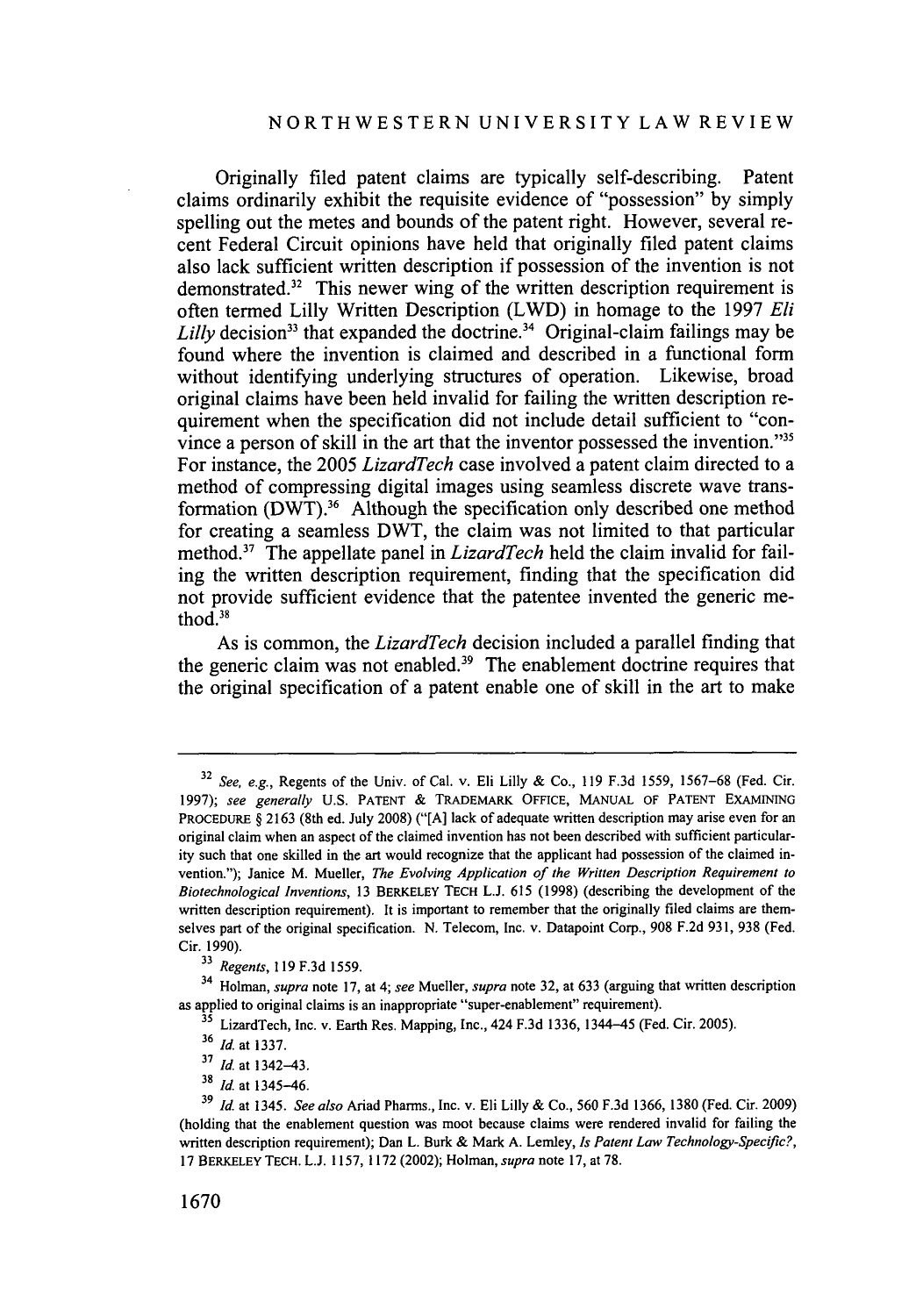Originally filed patent claims are typically self-describing. Patent claims ordinarily exhibit the requisite evidence of "possession" by simply spelling out the metes and bounds of the patent right. However, several recent Federal Circuit opinions have held that originally filed patent claims also lack sufficient written description if possession of the invention is not demonstrated.[32] This newer wing of the written description requirement is often termed Lilly Written Description (LWD) in homage to the 1997 *Eli Lilly* decision[33] that expanded the doctrine.[34] Original-claim failings may be found where the invention is claimed and described in a functional form without identifying underlying structures of operation. Likewise, broad original claims have been held invalid for failing the written description requirement when the specification did not include detail sufficient to "convince a person of skill in the art that the inventor possessed the invention."[35] For instance, the 2005 *LizardTech* case involved a patent claim directed to a method of compressing digital images using seamless discrete wave transformation (DWT).[36] Although the specification only described one method for creating a seamless DWT, the claim was not limited to that particular method.[37] The appellate panel in *LizardTech* held the claim invalid for failing the written description requirement, finding that the specification did not provide sufficient evidence that the patentee invented the generic method.[38]

As is common, the *LizardTech* decision included a parallel finding that the generic claim was not enabled.[39] The enablement doctrine requires that the original specification of a patent enable one of skill in the art to make

---

[32] *See, e.g.*, Regents of the Univ. of Cal. v. Eli Lilly & Co., 119 F.3d 1559, 1567–68 (Fed. Cir. 1997); *see generally* U.S. PATENT & TRADEMARK OFFICE, MANUAL OF PATENT EXAMINING PROCEDURE § 2163 (8th ed. July 2008) ("[A] lack of adequate written description may arise even for an original claim when an aspect of the claimed invention has not been described with sufficient particularity such that one skilled in the art would recognize that the applicant had possession of the claimed invention."); Janice M. Mueller, *The Evolving Application of the Written Description Requirement to Biotechnological Inventions*, 13 BERKELEY TECH L.J. 615 (1998) (describing the development of the written description requirement). It is important to remember that the originally filed claims are themselves part of the original specification. N. Telecom, Inc. v. Datapoint Corp., 908 F.2d 931, 938 (Fed. Cir. 1990).

[33] *Regents*, 119 F.3d 1559.

[34] Holman, *supra* note 17, at 4; *see* Mueller, *supra* note 32, at 633 (arguing that written description as applied to original claims is an inappropriate "super-enablement" requirement).

[35] LizardTech, Inc. v. Earth Res. Mapping, Inc., 424 F.3d 1336, 1344–45 (Fed. Cir. 2005).

[36] *Id.* at 1337.

[37] *Id.* at 1342–43.

[38] *Id.* at 1345–46.

[39] *Id.* at 1345. *See also* Ariad Pharms., Inc. v. Eli Lilly & Co., 560 F.3d 1366, 1380 (Fed. Cir. 2009) (holding that the enablement question was moot because claims were rendered invalid for failing the written description requirement); Dan L. Burk & Mark A. Lemley, *Is Patent Law Technology-Specific?*, 17 BERKELEY TECH. L.J. 1157, 1172 (2002); Holman, *supra* note 17, at 78.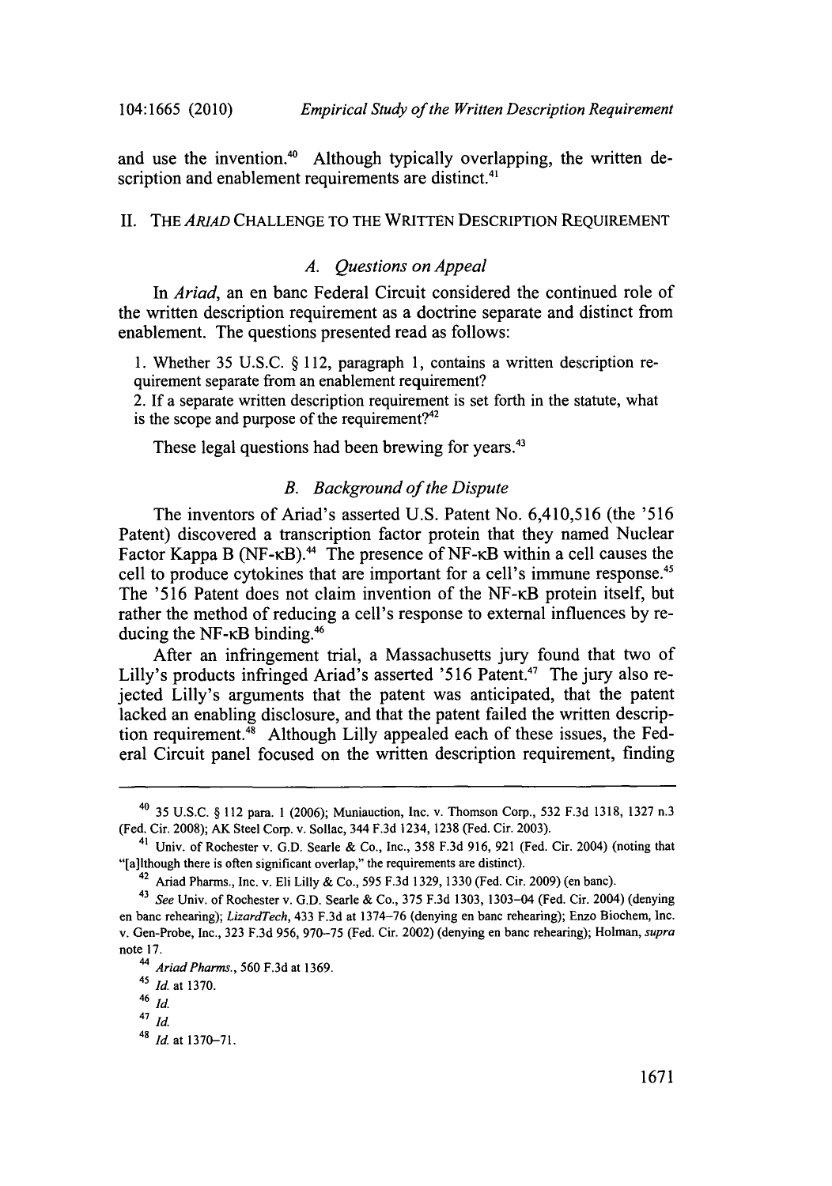and use the invention.[40] Although typically overlapping, the written description and enablement requirements are distinct.[41]

## II. THE *ARIAD* CHALLENGE TO THE WRITTEN DESCRIPTION REQUIREMENT

### *A. Questions on Appeal*

In *Ariad*, an en banc Federal Circuit considered the continued role of the written description requirement as a doctrine separate and distinct from enablement. The questions presented read as follows:

> 1. Whether 35 U.S.C. § 112, paragraph 1, contains a written description requirement separate from an enablement requirement?
> 2. If a separate written description requirement is set forth in the statute, what is the scope and purpose of the requirement?[42]

These legal questions had been brewing for years.[43]

### *B. Background of the Dispute*

The inventors of Ariad's asserted U.S. Patent No. 6,410,516 (the '516 Patent) discovered a transcription factor protein that they named Nuclear Factor Kappa B (NF-κB).[44] The presence of NF-κB within a cell causes the cell to produce cytokines that are important for a cell's immune response.[45] The '516 Patent does not claim invention of the NF-κB protein itself, but rather the method of reducing a cell's response to external influences by reducing the NF-κB binding.[46]

After an infringement trial, a Massachusetts jury found that two of Lilly's products infringed Ariad's asserted '516 Patent.[47] The jury also rejected Lilly's arguments that the patent was anticipated, that the patent lacked an enabling disclosure, and that the patent failed the written description requirement.[48] Although Lilly appealed each of these issues, the Federal Circuit panel focused on the written description requirement, finding

---

[40] 35 U.S.C. § 112 para. 1 (2006); Muniauction, Inc. v. Thomson Corp., 532 F.3d 1318, 1327 n.3 (Fed. Cir. 2008); AK Steel Corp. v. Sollac, 344 F.3d 1234, 1238 (Fed. Cir. 2003).

[41] Univ. of Rochester v. G.D. Searle & Co., Inc., 358 F.3d 916, 921 (Fed. Cir. 2004) (noting that "[a]lthough there is often significant overlap," the requirements are distinct).

[42] Ariad Pharms., Inc. v. Eli Lilly & Co., 595 F.3d 1329, 1330 (Fed. Cir. 2009) (en banc).

[43] *See* Univ. of Rochester v. G.D. Searle & Co., 375 F.3d 1303, 1303–04 (Fed. Cir. 2004) (denying en banc rehearing); *LizardTech*, 433 F.3d at 1374–76 (denying en banc rehearing); Enzo Biochem, Inc. v. Gen-Probe, Inc., 323 F.3d 956, 970–75 (Fed. Cir. 2002) (denying en banc rehearing); Holman, *supra* note 17.

[44] *Ariad Pharms.*, 560 F.3d at 1369.

[45] *Id.* at 1370.

[46] *Id.*

[47] *Id.*

[48] *Id.* at 1370–71.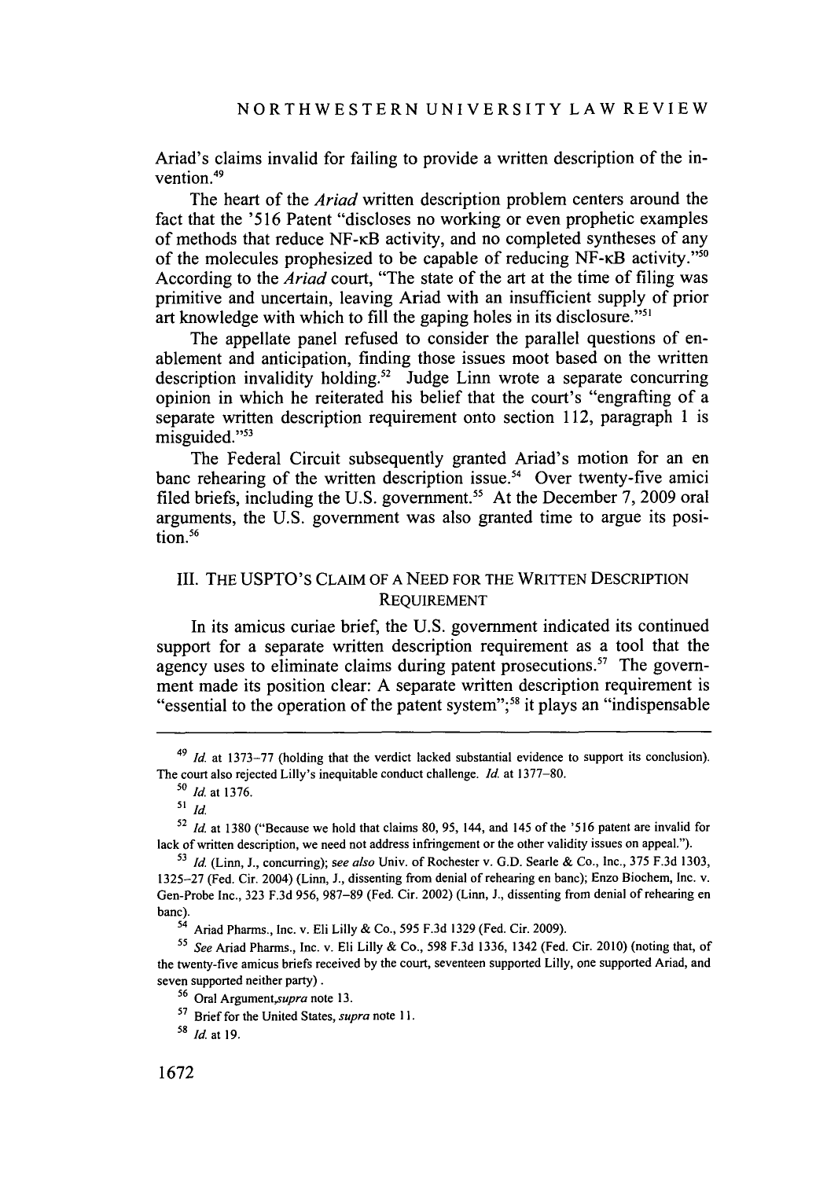Ariad's claims invalid for failing to provide a written description of the invention.[49]

The heart of the *Ariad* written description problem centers around the fact that the '516 Patent "discloses no working or even prophetic examples of methods that reduce NF-κB activity, and no completed syntheses of any of the molecules prophesized to be capable of reducing NF-κB activity."[50] According to the *Ariad* court, "The state of the art at the time of filing was primitive and uncertain, leaving Ariad with an insufficient supply of prior art knowledge with which to fill the gaping holes in its disclosure."[51]

The appellate panel refused to consider the parallel questions of enablement and anticipation, finding those issues moot based on the written description invalidity holding.[52] Judge Linn wrote a separate concurring opinion in which he reiterated his belief that the court's "engrafting of a separate written description requirement onto section 112, paragraph 1 is misguided."[53]

The Federal Circuit subsequently granted Ariad's motion for an en banc rehearing of the written description issue.[54] Over twenty-five amici filed briefs, including the U.S. government.[55] At the December 7, 2009 oral arguments, the U.S. government was also granted time to argue its position.[56]

## III. THE USPTO'S CLAIM OF A NEED FOR THE WRITTEN DESCRIPTION REQUIREMENT

In its amicus curiae brief, the U.S. government indicated its continued support for a separate written description requirement as a tool that the agency uses to eliminate claims during patent prosecutions.[57] The government made its position clear: A separate written description requirement is "essential to the operation of the patent system";[58] it plays an "indispensable

---

[49] *Id.* at 1373–77 (holding that the verdict lacked substantial evidence to support its conclusion). The court also rejected Lilly's inequitable conduct challenge. *Id.* at 1377–80.

[50] *Id.* at 1376.

[51] *Id.*

[52] *Id.* at 1380 ("Because we hold that claims 80, 95, 144, and 145 of the '516 patent are invalid for lack of written description, we need not address infringement or the other validity issues on appeal.").

[53] *Id.* (Linn, J., concurring); *see also* Univ. of Rochester v. G.D. Searle & Co., Inc., 375 F.3d 1303, 1325–27 (Fed. Cir. 2004) (Linn, J., dissenting from denial of rehearing en banc); Enzo Biochem, Inc. v. Gen-Probe Inc., 323 F.3d 956, 987–89 (Fed. Cir. 2002) (Linn, J., dissenting from denial of rehearing en banc).

[54] Ariad Pharms., Inc. v. Eli Lilly & Co., 595 F.3d 1329 (Fed. Cir. 2009).

[55] *See* Ariad Pharms., Inc. v. Eli Lilly & Co., 598 F.3d 1336, 1342 (Fed. Cir. 2010) (noting that, of the twenty-five amicus briefs received by the court, seventeen supported Lilly, one supported Ariad, and seven supported neither party).

[56] Oral Argument, *supra* note 13.

[57] Brief for the United States, *supra* note 11.

[58] *Id.* at 19.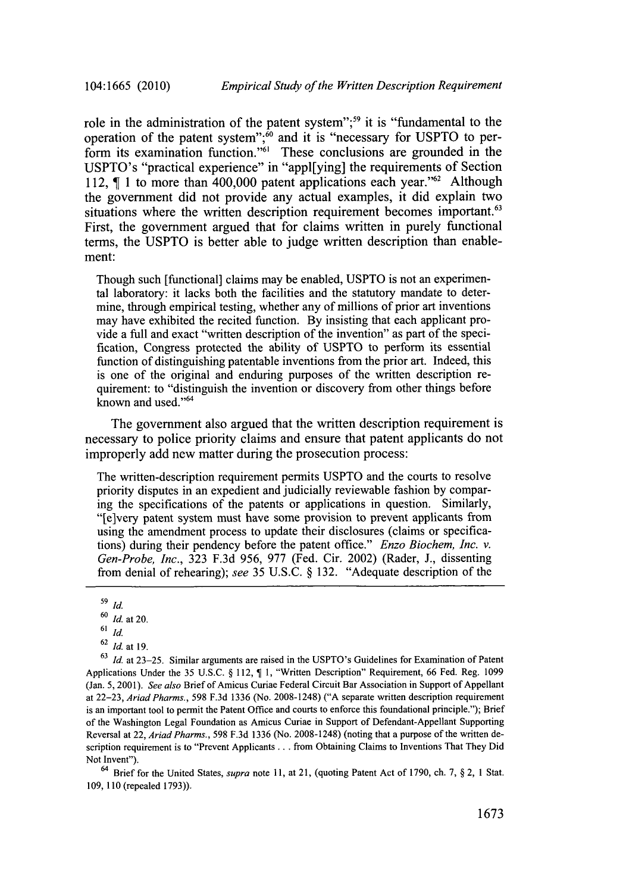role in the administration of the patent system";[59] it is "fundamental to the operation of the patent system";[60] and it is "necessary for USPTO to perform its examination function."[61] These conclusions are grounded in the USPTO's "practical experience" in "appl[ying] the requirements of Section 112, ¶ 1 to more than 400,000 patent applications each year."[62] Although the government did not provide any actual examples, it did explain two situations where the written description requirement becomes important.[63] First, the government argued that for claims written in purely functional terms, the USPTO is better able to judge written description than enablement:

> Though such [functional] claims may be enabled, USPTO is not an experimental laboratory: it lacks both the facilities and the statutory mandate to determine, through empirical testing, whether any of millions of prior art inventions may have exhibited the recited function. By insisting that each applicant provide a full and exact "written description of the invention" as part of the specification, Congress protected the ability of USPTO to perform its essential function of distinguishing patentable inventions from the prior art. Indeed, this is one of the original and enduring purposes of the written description requirement: to "distinguish the invention or discovery from other things before known and used."[64]

The government also argued that the written description requirement is necessary to police priority claims and ensure that patent applicants do not improperly add new matter during the prosecution process:

> The written-description requirement permits USPTO and the courts to resolve priority disputes in an expedient and judicially reviewable fashion by comparing the specifications of the patents or applications in question. Similarly, "[e]very patent system must have some provision to prevent applicants from using the amendment process to update their disclosures (claims or specifications) during their pendency before the patent office." *Enzo Biochem, Inc. v. Gen-Probe, Inc.*, 323 F.3d 956, 977 (Fed. Cir. 2002) (Rader, J., dissenting from denial of rehearing); *see* 35 U.S.C. § 132. "Adequate description of the

---

[59] *Id.*

[60] *Id.* at 20.

[61] *Id.*

[62] *Id.* at 19.

[63] *Id.* at 23–25. Similar arguments are raised in the USPTO's Guidelines for Examination of Patent Applications Under the 35 U.S.C. § 112, ¶ 1, "Written Description" Requirement, 66 Fed. Reg. 1099 (Jan. 5, 2001). *See also* Brief of Amicus Curiae Federal Circuit Bar Association in Support of Appellant at 22–23, *Ariad Pharms.*, 598 F.3d 1336 (No. 2008-1248) ("A separate written description requirement is an important tool to permit the Patent Office and courts to enforce this foundational principle."); Brief of the Washington Legal Foundation as Amicus Curiae in Support of Defendant-Appellant Supporting Reversal at 22, *Ariad Pharms.*, 598 F.3d 1336 (No. 2008-1248) (noting that a purpose of the written description requirement is to "Prevent Applicants . . . from Obtaining Claims to Inventions That They Did Not Invent").

[64] Brief for the United States, *supra* note 11, at 21, (quoting Patent Act of 1790, ch. 7, § 2, 1 Stat. 109, 110 (repealed 1793)).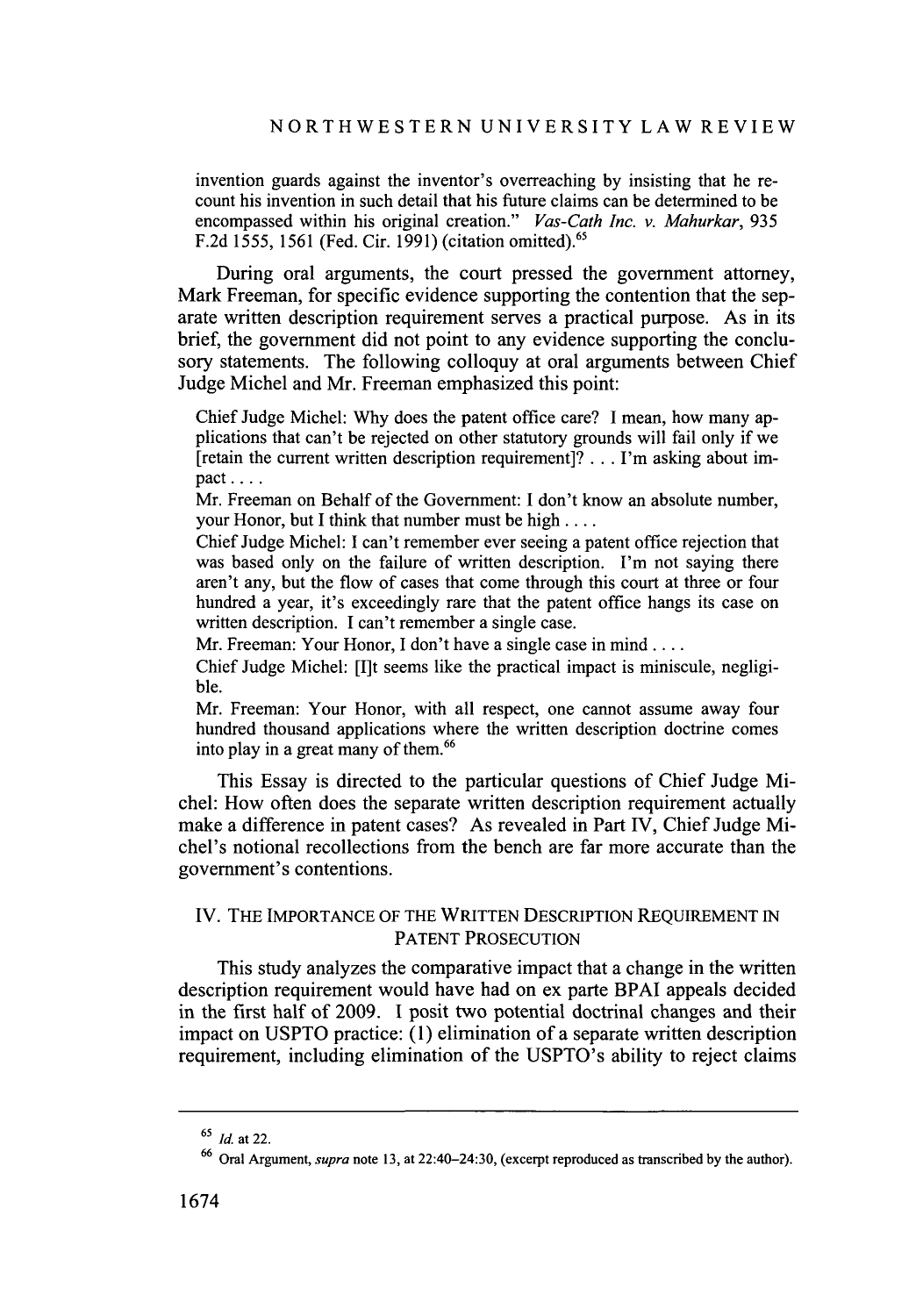invention guards against the inventor's overreaching by insisting that he recount his invention in such detail that his future claims can be determined to be encompassed within his original creation." *Vas-Cath Inc. v. Mahurkar*, 935 F.2d 1555, 1561 (Fed. Cir. 1991) (citation omitted).[65]

During oral arguments, the court pressed the government attorney, Mark Freeman, for specific evidence supporting the contention that the separate written description requirement serves a practical purpose. As in its brief, the government did not point to any evidence supporting the conclusory statements. The following colloquy at oral arguments between Chief Judge Michel and Mr. Freeman emphasized this point:

> Chief Judge Michel: Why does the patent office care? I mean, how many applications that can't be rejected on other statutory grounds will fail only if we [retain the current written description requirement]? . . . I'm asking about impact . . . .
>
> Mr. Freeman on Behalf of the Government: I don't know an absolute number, your Honor, but I think that number must be high . . . .
>
> Chief Judge Michel: I can't remember ever seeing a patent office rejection that was based only on the failure of written description. I'm not saying there aren't any, but the flow of cases that come through this court at three or four hundred a year, it's exceedingly rare that the patent office hangs its case on written description. I can't remember a single case.
>
> Mr. Freeman: Your Honor, I don't have a single case in mind . . . .
>
> Chief Judge Michel: [I]t seems like the practical impact is miniscule, negligible.
>
> Mr. Freeman: Your Honor, with all respect, one cannot assume away four hundred thousand applications where the written description doctrine comes into play in a great many of them.[66]

This Essay is directed to the particular questions of Chief Judge Michel: How often does the separate written description requirement actually make a difference in patent cases? As revealed in Part IV, Chief Judge Michel's notional recollections from the bench are far more accurate than the government's contentions.

## IV. THE IMPORTANCE OF THE WRITTEN DESCRIPTION REQUIREMENT IN PATENT PROSECUTION

This study analyzes the comparative impact that a change in the written description requirement would have had on ex parte BPAI appeals decided in the first half of 2009. I posit two potential doctrinal changes and their impact on USPTO practice: (1) elimination of a separate written description requirement, including elimination of the USPTO's ability to reject claims

---

[65] *Id.* at 22.

[66] Oral Argument, *supra* note 13, at 22:40–24:30, (excerpt reproduced as transcribed by the author).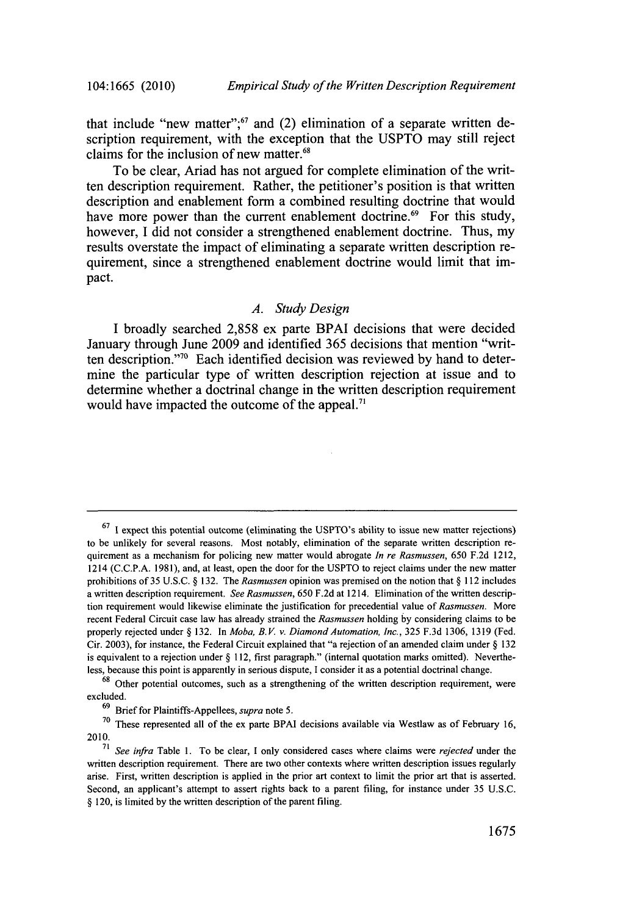that include "new matter";[67] and (2) elimination of a separate written description requirement, with the exception that the USPTO may still reject claims for the inclusion of new matter.[68]

To be clear, Ariad has not argued for complete elimination of the written description requirement. Rather, the petitioner's position is that written description and enablement form a combined resulting doctrine that would have more power than the current enablement doctrine.[69] For this study, however, I did not consider a strengthened enablement doctrine. Thus, my results overstate the impact of eliminating a separate written description requirement, since a strengthened enablement doctrine would limit that impact.

### *A. Study Design*

I broadly searched 2,858 ex parte BPAI decisions that were decided January through June 2009 and identified 365 decisions that mention "written description."[70] Each identified decision was reviewed by hand to determine the particular type of written description rejection at issue and to determine whether a doctrinal change in the written description requirement would have impacted the outcome of the appeal.[71]

---

[67] I expect this potential outcome (eliminating the USPTO's ability to issue new matter rejections) to be unlikely for several reasons. Most notably, elimination of the separate written description requirement as a mechanism for policing new matter would abrogate *In re Rasmussen*, 650 F.2d 1212, 1214 (C.C.P.A. 1981), and, at least, open the door for the USPTO to reject claims under the new matter prohibitions of 35 U.S.C. § 132. The *Rasmussen* opinion was premised on the notion that § 112 includes a written description requirement. *See Rasmussen*, 650 F.2d at 1214. Elimination of the written description requirement would likewise eliminate the justification for precedential value of *Rasmussen*. More recent Federal Circuit case law has already strained the *Rasmussen* holding by considering claims to be properly rejected under § 132. In *Moba, B.V. v. Diamond Automation, Inc.*, 325 F.3d 1306, 1319 (Fed. Cir. 2003), for instance, the Federal Circuit explained that "a rejection of an amended claim under § 132 is equivalent to a rejection under § 112, first paragraph." (internal quotation marks omitted). Nevertheless, because this point is apparently in serious dispute, I consider it as a potential doctrinal change.

[68] Other potential outcomes, such as a strengthening of the written description requirement, were excluded.

[69] Brief for Plaintiffs-Appellees, *supra* note 5.

[70] These represented all of the ex parte BPAI decisions available via Westlaw as of February 16, 2010.

[71] *See infra* Table 1. To be clear, I only considered cases where claims were *rejected* under the written description requirement. There are two other contexts where written description issues regularly arise. First, written description is applied in the prior art context to limit the prior art that is asserted. Second, an applicant's attempt to assert rights back to a parent filing, for instance under 35 U.S.C. § 120, is limited by the written description of the parent filing.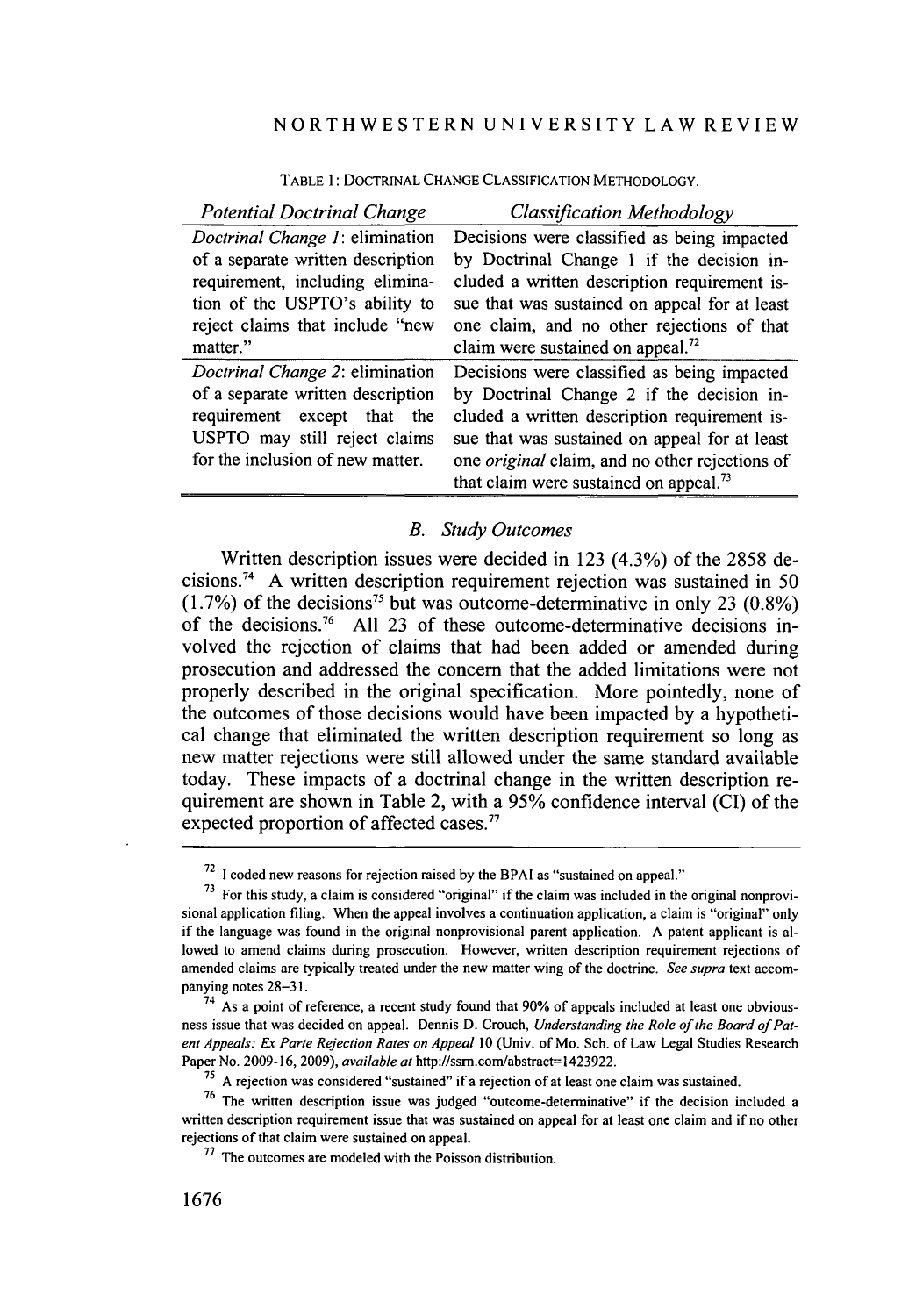TABLE 1: DOCTRINAL CHANGE CLASSIFICATION METHODOLOGY.

| *Potential Doctrinal Change* | *Classification Methodology* |
|---|---|
| *Doctrinal Change 1*: elimination of a separate written description requirement, including elimination of the USPTO's ability to reject claims that include "new matter." | Decisions were classified as being impacted by Doctrinal Change 1 if the decision included a written description requirement issue that was sustained on appeal for at least one claim, and no other rejections of that claim were sustained on appeal.[72] |
| *Doctrinal Change 2*: elimination of a separate written description requirement except that the USPTO may still reject claims for the inclusion of new matter. | Decisions were classified as being impacted by Doctrinal Change 2 if the decision included a written description requirement issue that was sustained on appeal for at least one *original* claim, and no other rejections of that claim were sustained on appeal.[73] |

### *B. Study Outcomes*

Written description issues were decided in 123 (4.3%) of the 2858 decisions.[74] A written description requirement rejection was sustained in 50 (1.7%) of the decisions[75] but was outcome-determinative in only 23 (0.8%) of the decisions.[76] All 23 of these outcome-determinative decisions involved the rejection of claims that had been added or amended during prosecution and addressed the concern that the added limitations were not properly described in the original specification. More pointedly, none of the outcomes of those decisions would have been impacted by a hypothetical change that eliminated the written description requirement so long as new matter rejections were still allowed under the same standard available today. These impacts of a doctrinal change in the written description requirement are shown in Table 2, with a 95% confidence interval (CI) of the expected proportion of affected cases.[77]

---

[72] I coded new reasons for rejection raised by the BPAI as "sustained on appeal."

[73] For this study, a claim is considered "original" if the claim was included in the original nonprovisional application filing. When the appeal involves a continuation application, a claim is "original" only if the language was found in the original nonprovisional parent application. A patent applicant is allowed to amend claims during prosecution. However, written description requirement rejections of amended claims are typically treated under the new matter wing of the doctrine. *See supra* text accompanying notes 28–31.

[74] As a point of reference, a recent study found that 90% of appeals included at least one obviousness issue that was decided on appeal. Dennis D. Crouch, *Understanding the Role of the Board of Patent Appeals: Ex Parte Rejection Rates on Appeal* 10 (Univ. of Mo. Sch. of Law Legal Studies Research Paper No. 2009-16, 2009), *available at* http://ssrn.com/abstract=1423922.

[75] A rejection was considered "sustained" if a rejection of at least one claim was sustained.

[76] The written description issue was judged "outcome-determinative" if the decision included a written description requirement issue that was sustained on appeal for at least one claim and if no other rejections of that claim were sustained on appeal.

[77] The outcomes are modeled with the Poisson distribution.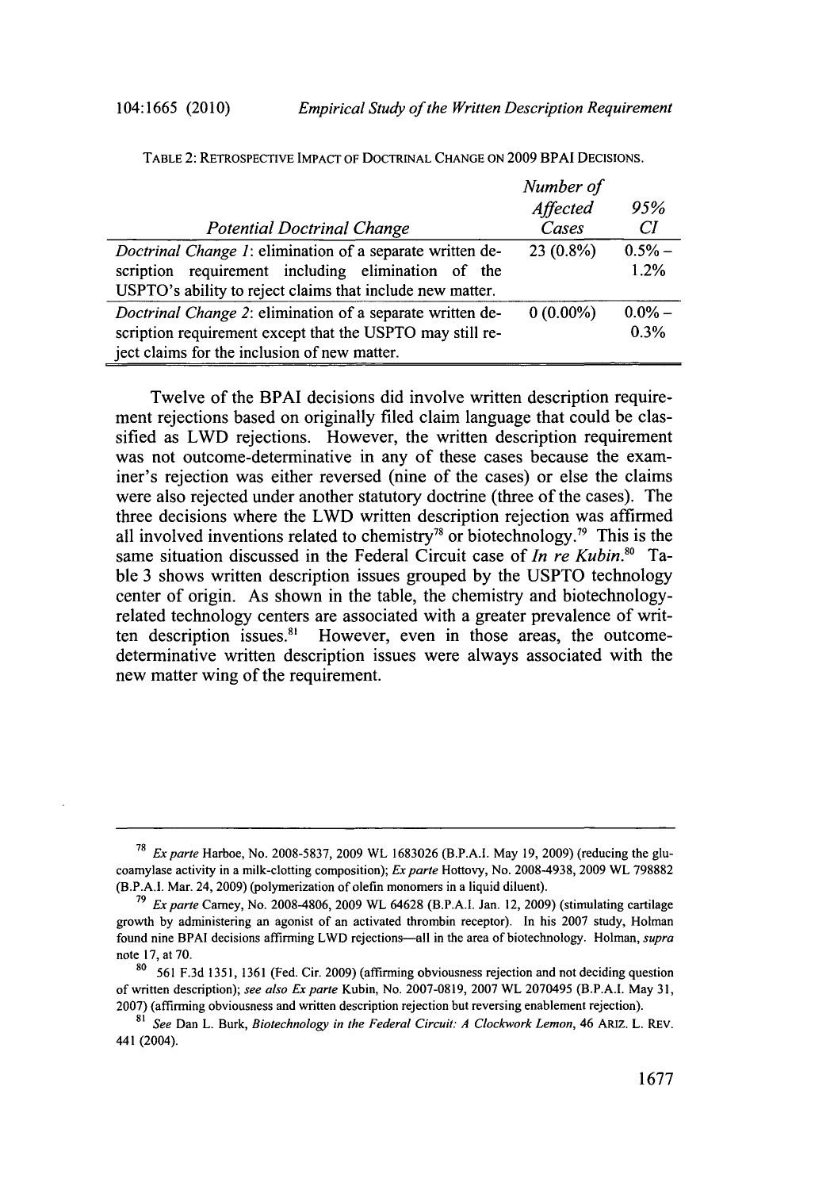TABLE 2: RETROSPECTIVE IMPACT OF DOCTRINAL CHANGE ON 2009 BPAI DECISIONS.

| *Potential Doctrinal Change* | *Number of Affected Cases* | *95% CI* |
|---|---|---|
| *Doctrinal Change 1*: elimination of a separate written description requirement including elimination of the USPTO's ability to reject claims that include new matter. | 23 (0.8%) | 0.5% – 1.2% |
| *Doctrinal Change 2*: elimination of a separate written description requirement except that the USPTO may still reject claims for the inclusion of new matter. | 0 (0.00%) | 0.0% – 0.3% |

Twelve of the BPAI decisions did involve written description requirement rejections based on originally filed claim language that could be classified as LWD rejections. However, the written description requirement was not outcome-determinative in any of these cases because the examiner's rejection was either reversed (nine of the cases) or else the claims were also rejected under another statutory doctrine (three of the cases). The three decisions where the LWD written description rejection was affirmed all involved inventions related to chemistry[78] or biotechnology.[79] This is the same situation discussed in the Federal Circuit case of *In re Kubin*.[80] Table 3 shows written description issues grouped by the USPTO technology center of origin. As shown in the table, the chemistry and biotechnology-related technology centers are associated with a greater prevalence of written description issues.[81] However, even in those areas, the outcome-determinative written description issues were always associated with the new matter wing of the requirement.

---

[78] *Ex parte* Harboe, No. 2008-5837, 2009 WL 1683026 (B.P.A.I. May 19, 2009) (reducing the glucoamylase activity in a milk-clotting composition); *Ex parte* Hottovy, No. 2008-4938, 2009 WL 798882 (B.P.A.I. Mar. 24, 2009) (polymerization of olefin monomers in a liquid diluent).

[79] *Ex parte* Carney, No. 2008-4806, 2009 WL 64628 (B.P.A.I. Jan. 12, 2009) (stimulating cartilage growth by administering an agonist of an activated thrombin receptor). In his 2007 study, Holman found nine BPAI decisions affirming LWD rejections—all in the area of biotechnology. Holman, *supra* note 17, at 70.

[80] 561 F.3d 1351, 1361 (Fed. Cir. 2009) (affirming obviousness rejection and not deciding question of written description); *see also Ex parte* Kubin, No. 2007-0819, 2007 WL 2070495 (B.P.A.I. May 31, 2007) (affirming obviousness and written description rejection but reversing enablement rejection).

[81] *See* Dan L. Burk, *Biotechnology in the Federal Circuit: A Clockwork Lemon*, 46 ARIZ. L. REV. 441 (2004).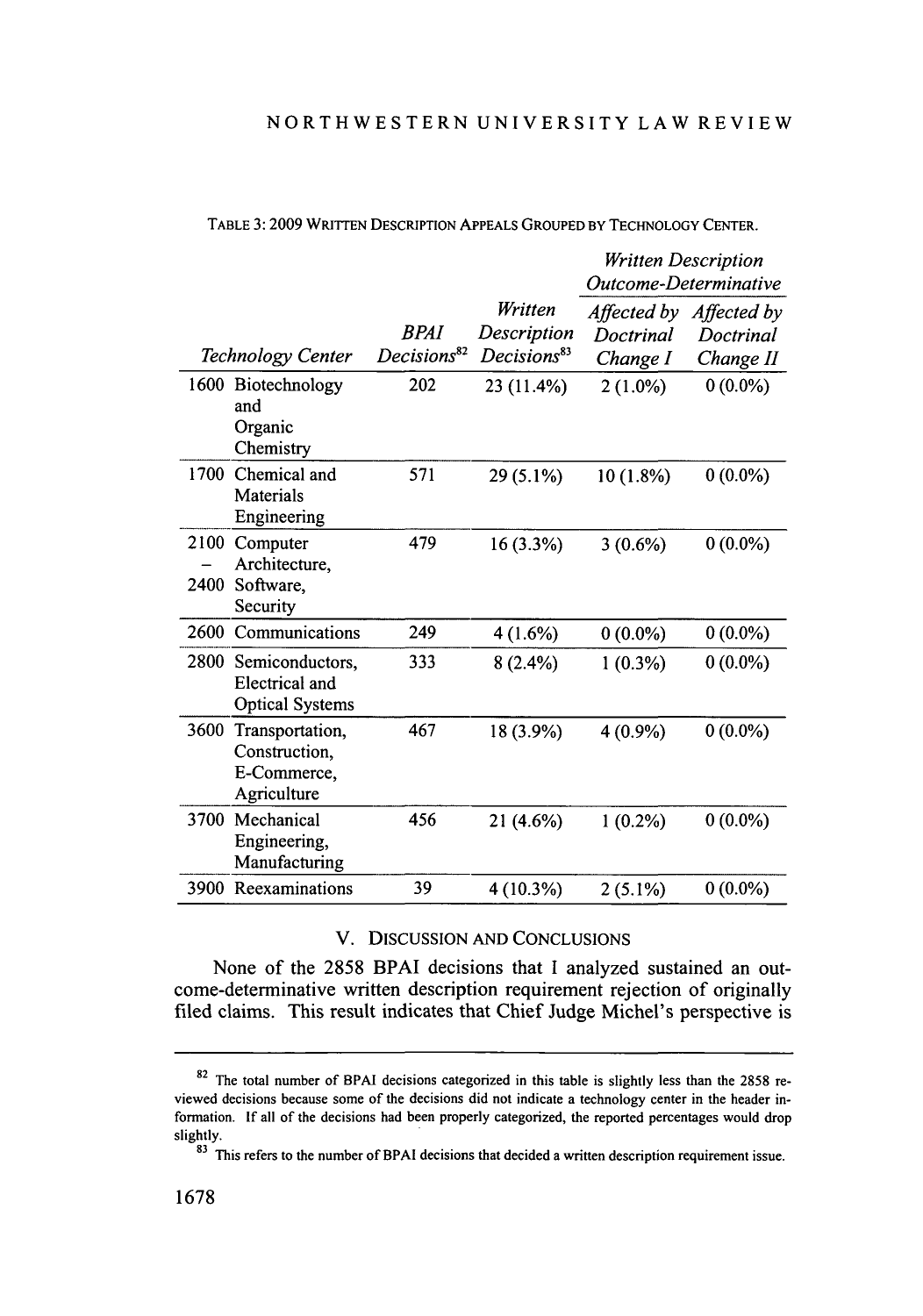TABLE 3: 2009 WRITTEN DESCRIPTION APPEALS GROUPED BY TECHNOLOGY CENTER.

| *Technology Center* | *BPAI Decisions*[82] | *Written Description Decisions*[83] | *Written Description Outcome-Determinative* | |
|---|---|---|---|---|
| | | | *Affected by Doctrinal Change I* | *Affected by Doctrinal Change II* |
| 1600 Biotechnology and Organic Chemistry | 202 | 23 (11.4%) | 2 (1.0%) | 0 (0.0%) |
| 1700 Chemical and Materials Engineering | 571 | 29 (5.1%) | 10 (1.8%) | 0 (0.0%) |
| 2100 – 2400 Computer Architecture, Software, Security | 479 | 16 (3.3%) | 3 (0.6%) | 0 (0.0%) |
| 2600 Communications | 249 | 4 (1.6%) | 0 (0.0%) | 0 (0.0%) |
| 2800 Semiconductors, Electrical and Optical Systems | 333 | 8 (2.4%) | 1 (0.3%) | 0 (0.0%) |
| 3600 Transportation, Construction, E-Commerce, Agriculture | 467 | 18 (3.9%) | 4 (0.9%) | 0 (0.0%) |
| 3700 Mechanical Engineering, Manufacturing | 456 | 21 (4.6%) | 1 (0.2%) | 0 (0.0%) |
| 3900 Reexaminations | 39 | 4 (10.3%) | 2 (5.1%) | 0 (0.0%) |

## V. DISCUSSION AND CONCLUSIONS

None of the 2858 BPAI decisions that I analyzed sustained an outcome-determinative written description requirement rejection of originally filed claims. This result indicates that Chief Judge Michel's perspective is

---

[82] The total number of BPAI decisions categorized in this table is slightly less than the 2858 reviewed decisions because some of the decisions did not indicate a technology center in the header information. If all of the decisions had been properly categorized, the reported percentages would drop slightly.

[83] This refers to the number of BPAI decisions that decided a written description requirement issue.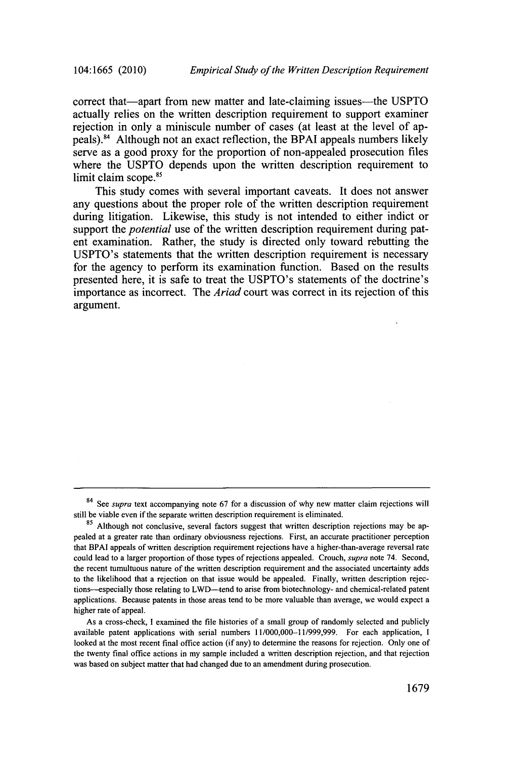correct that—apart from new matter and late-claiming issues—the USPTO actually relies on the written description requirement to support examiner rejection in only a miniscule number of cases (at least at the level of appeals).[84] Although not an exact reflection, the BPAI appeals numbers likely serve as a good proxy for the proportion of non-appealed prosecution files where the USPTO depends upon the written description requirement to limit claim scope.[85]

This study comes with several important caveats. It does not answer any questions about the proper role of the written description requirement during litigation. Likewise, this study is not intended to either indict or support the *potential* use of the written description requirement during patent examination. Rather, the study is directed only toward rebutting the USPTO's statements that the written description requirement is necessary for the agency to perform its examination function. Based on the results presented here, it is safe to treat the USPTO's statements of the doctrine's importance as incorrect. The *Ariad* court was correct in its rejection of this argument.

---

[84] See *supra* text accompanying note 67 for a discussion of why new matter claim rejections will still be viable even if the separate written description requirement is eliminated.

[85] Although not conclusive, several factors suggest that written description rejections may be appealed at a greater rate than ordinary obviousness rejections. First, an accurate practitioner perception that BPAI appeals of written description requirement rejections have a higher-than-average reversal rate could lead to a larger proportion of those types of rejections appealed. Crouch, *supra* note 74. Second, the recent tumultuous nature of the written description requirement and the associated uncertainty adds to the likelihood that a rejection on that issue would be appealed. Finally, written description rejections—especially those relating to LWD—tend to arise from biotechnology- and chemical-related patent applications. Because patents in those areas tend to be more valuable than average, we would expect a higher rate of appeal.

As a cross-check, I examined the file histories of a small group of randomly selected and publicly available patent applications with serial numbers 11/000,000–11/999,999. For each application, I looked at the most recent final office action (if any) to determine the reasons for rejection. Only one of the twenty final office actions in my sample included a written description rejection, and that rejection was based on subject matter that had changed due to an amendment during prosecution.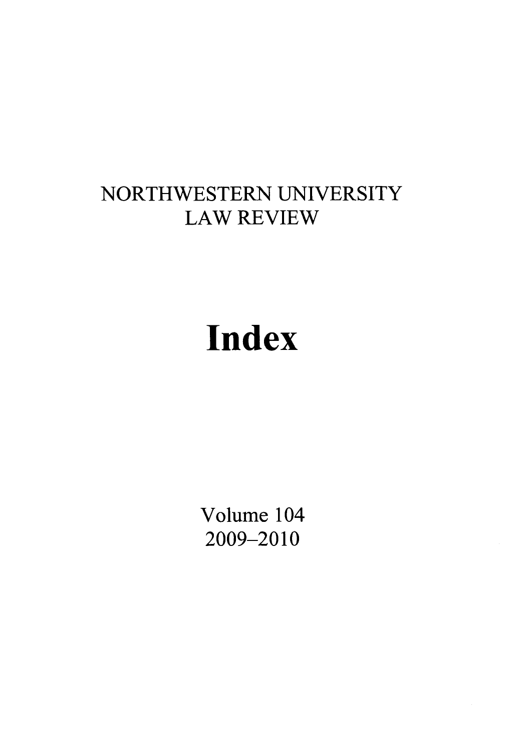NORTHWESTERN UNIVERSITY LAW REVIEW

# Index

Volume 104
2009–2010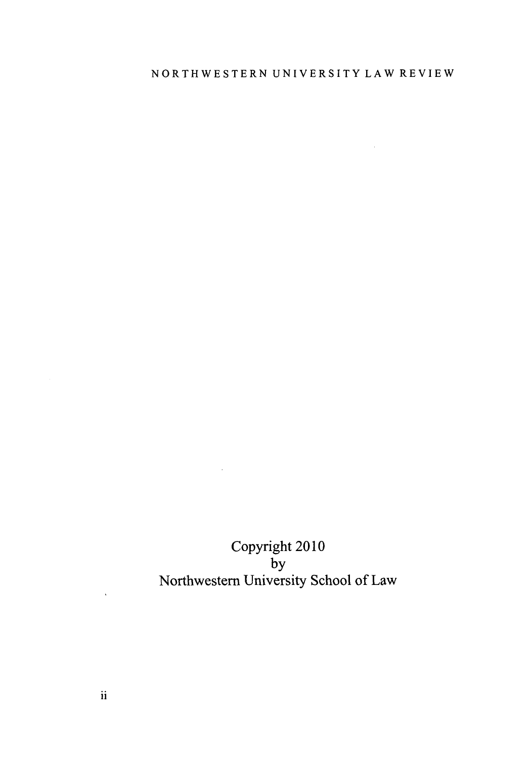Copyright 2010
by
Northwestern University School of Law